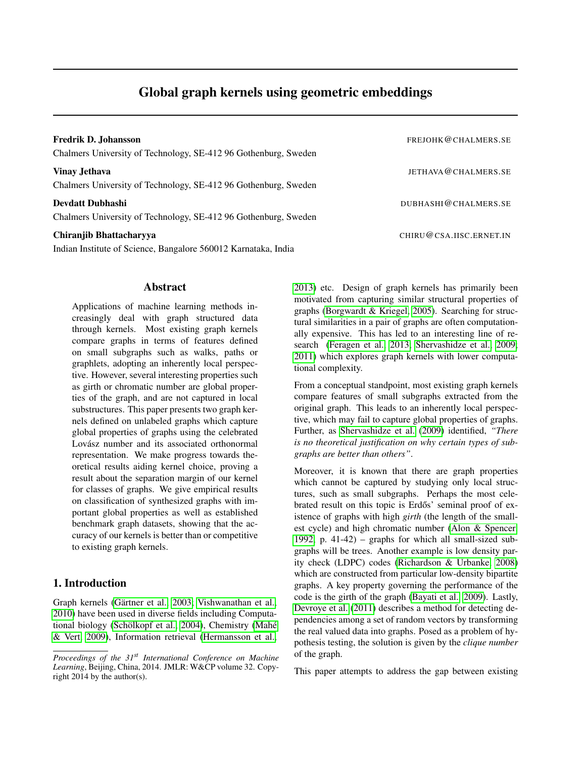# Global graph kernels using geometric embeddings

**Fredrik D. Johansson** FREJOHK@CHALMERS.SE
Chalmers University of Technology, SE-412 96 Gothenburg, Sweden

**Vinay Jethava** JETHAVA@CHALMERS.SE
Chalmers University of Technology, SE-412 96 Gothenburg, Sweden

**Devdatt Dubhashi** DUBHASHI@CHALMERS.SE
Chalmers University of Technology, SE-412 96 Gothenburg, Sweden

**Chiranjib Bhattacharyya** CHIRU@CSA.IISC.ERNET.IN
Indian Institute of Science, Bangalore 560012 Karnataka, India

## Abstract

Applications of machine learning methods increasingly deal with graph structured data through kernels. Most existing graph kernels compare graphs in terms of features defined on small subgraphs such as walks, paths or graphlets, adopting an inherently local perspective. However, several interesting properties such as girth or chromatic number are global properties of the graph, and are not captured in local substructures. This paper presents two graph kernels defined on unlabeled graphs which capture global properties of graphs using the celebrated Lovász number and its associated orthonormal representation. We make progress towards theoretical results aiding kernel choice, proving a result about the separation margin of our kernel for classes of graphs. We give empirical results on classification of synthesized graphs with important global properties as well as established benchmark graph datasets, showing that the accuracy of our kernels is better than or competitive to existing graph kernels.

## 1. Introduction

Graph kernels (Gärtner et al., 2003; Vishwanathan et al., 2010) have been used in diverse fields including Computational biology (Schölkopf et al., 2004), Chemistry (Mahé & Vert, 2009), Information retrieval (Hermansson et al., 2013) etc. Design of graph kernels has primarily been motivated from capturing similar structural properties of graphs (Borgwardt & Kriegel, 2005). Searching for structural similarities in a pair of graphs are often computationally expensive. This has led to an interesting line of research (Feragen et al., 2013; Shervashidze et al., 2009; 2011) which explores graph kernels with lower computational complexity.

From a conceptual standpoint, most existing graph kernels compare features of small subgraphs extracted from the original graph. This leads to an inherently local perspective, which may fail to capture global properties of graphs. Further, as Shervashidze et al. (2009) identified, *"There is no theoretical justification on why certain types of subgraphs are better than others"*.

Moreover, it is known that there are graph properties which cannot be captured by studying only local structures, such as small subgraphs. Perhaps the most celebrated result on this topic is Erdős' seminal proof of existence of graphs with high *girth* (the length of the smallest cycle) and high chromatic number (Alon & Spencer, 1992, p. 41-42) – graphs for which all small-sized subgraphs will be trees. Another example is low density parity check (LDPC) codes (Richardson & Urbanke, 2008) which are constructed from particular low-density bipartite graphs. A key property governing the performance of the code is the girth of the graph (Bayati et al., 2009). Lastly, Devroye et al. (2011) describes a method for detecting dependencies among a set of random vectors by transforming the real valued data into graphs. Posed as a problem of hypothesis testing, the solution is given by the *clique number* of the graph.

This paper attempts to address the gap between existing

*Proceedings of the 31st International Conference on Machine Learning*, Beijing, China, 2014. JMLR: W&CP volume 32. Copyright 2014 by the author(s).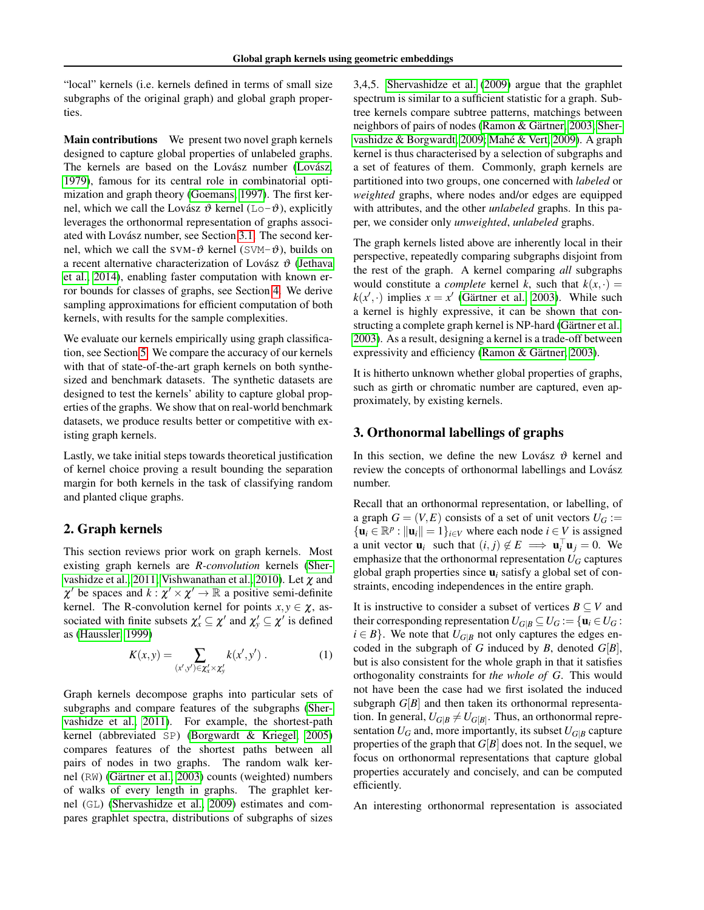"local" kernels (i.e. kernels defined in terms of small size subgraphs of the original graph) and global graph properties.

**Main contributions** We present two novel graph kernels designed to capture global properties of unlabeled graphs. The kernels are based on the Lovász number (Lovász, 1979), famous for its central role in combinatorial optimization and graph theory (Goemans, 1997). The first kernel, which we call the Lovász $\vartheta$ kernel (Lo-$\vartheta$), explicitly leverages the orthonormal representation of graphs associated with Lovász number, see Section 3.1. The second kernel, which we call the SVM-$\vartheta$ kernel (SVM-$\vartheta$), builds on a recent alternative characterization of Lovász $\vartheta$ (Jethava et al., 2014), enabling faster computation with known error bounds for classes of graphs, see Section 4. We derive sampling approximations for efficient computation of both kernels, with results for the sample complexities.

We evaluate our kernels empirically using graph classification, see Section 5. We compare the accuracy of our kernels with that of state-of-the-art graph kernels on both synthesized and benchmark datasets. The synthetic datasets are designed to test the kernels' ability to capture global properties of the graphs. We show that on real-world benchmark datasets, we produce results better or competitive with existing graph kernels.

Lastly, we take initial steps towards theoretical justification of kernel choice proving a result bounding the separation margin for both kernels in the task of classifying random and planted clique graphs.

## 2. Graph kernels

This section reviews prior work on graph kernels. Most existing graph kernels are *R-convolution* kernels (Shervashidze et al., 2011; Vishwanathan et al., 2010). Let $\chi$ and $\chi'$ be spaces and $k : \chi' \times \chi' \rightarrow \mathbb{R}$ a positive semi-definite kernel. The R-convolution kernel for points $x, y \in \chi$, associated with finite subsets $\chi'_x \subseteq \chi'$ and $\chi'_y \subseteq \chi'$ is defined as (Haussler, 1999)

$$K(x,y) = \sum_{(x',y') \in \chi'_x \times \chi'_y} k(x',y') \ . \qquad (1)$$

Graph kernels decompose graphs into particular sets of subgraphs and compare features of the subgraphs (Shervashidze et al., 2011). For example, the shortest-path kernel (abbreviated SP) (Borgwardt & Kriegel, 2005) compares features of the shortest paths between all pairs of nodes in two graphs. The random walk kernel (RW) (Gärtner et al., 2003) counts (weighted) numbers of walks of every length in graphs. The graphlet kernel (GL) (Shervashidze et al., 2009) estimates and compares graphlet spectra, distributions of subgraphs of sizes 3,4,5. Shervashidze et al. (2009) argue that the graphlet spectrum is similar to a sufficient statistic for a graph. Subtree kernels compare subtree patterns, matchings between neighbors of pairs of nodes (Ramon & Gärtner, 2003; Shervashidze & Borgwardt, 2009; Mahé & Vert, 2009). A graph kernel is thus characterised by a selection of subgraphs and a set of features of them. Commonly, graph kernels are partitioned into two groups, one concerned with *labeled* or *weighted* graphs, where nodes and/or edges are equipped with attributes, and the other *unlabeled* graphs. In this paper, we consider only *unweighted*, *unlabeled* graphs.

The graph kernels listed above are inherently local in their perspective, repeatedly comparing subgraphs disjoint from the rest of the graph. A kernel comparing *all* subgraphs would constitute a *complete* kernel $k$, such that $k(x,\cdot) = k(x',\cdot)$ implies $x = x'$ (Gärtner et al., 2003). While such a kernel is highly expressive, it can be shown that constructing a complete graph kernel is NP-hard (Gärtner et al., 2003). As a result, designing a kernel is a trade-off between expressivity and efficiency (Ramon & Gärtner, 2003).

It is hitherto unknown whether global properties of graphs, such as girth or chromatic number are captured, even approximately, by existing kernels.

## 3. Orthonormal labellings of graphs

In this section, we define the new Lovász $\vartheta$ kernel and review the concepts of orthonormal labellings and Lovász number.

Recall that an orthonormal representation, or labelling, of a graph $G = (V,E)$ consists of a set of unit vectors $U_G := \{\mathbf{u}_i \in \mathbb{R}^p : \|\mathbf{u}_i\| = 1\}_{i \in V}$ where each node $i \in V$ is assigned a unit vector $\mathbf{u}_i$ such that $(i,j) \notin E \implies \mathbf{u}_i^\top \mathbf{u}_j = 0$. We emphasize that the orthonormal representation $U_G$ captures global graph properties since $\mathbf{u}_i$ satisfy a global set of constraints, encoding independences in the entire graph.

It is instructive to consider a subset of vertices $B \subseteq V$ and their corresponding representation $U_{G|B} \subseteq U_G := \{\mathbf{u}_i \in U_G : i \in B\}$. We note that $U_{G|B}$ not only captures the edges encoded in the subgraph of $G$ induced by $B$, denoted $G[B]$, but is also consistent for the whole graph in that it satisfies orthogonality constraints for *the whole of* $G$. This would not have been the case had we first isolated the induced subgraph $G[B]$ and then taken its orthonormal representation. In general, $U_{G|B} \neq U_{G[B]}$. Thus, an orthonormal representation $U_G$ and, more importantly, its subset $U_{G|B}$ capture properties of the graph that $G[B]$ does not. In the sequel, we focus on orthonormal representations that capture global properties accurately and concisely, and can be computed efficiently.

An interesting orthonormal representation is associated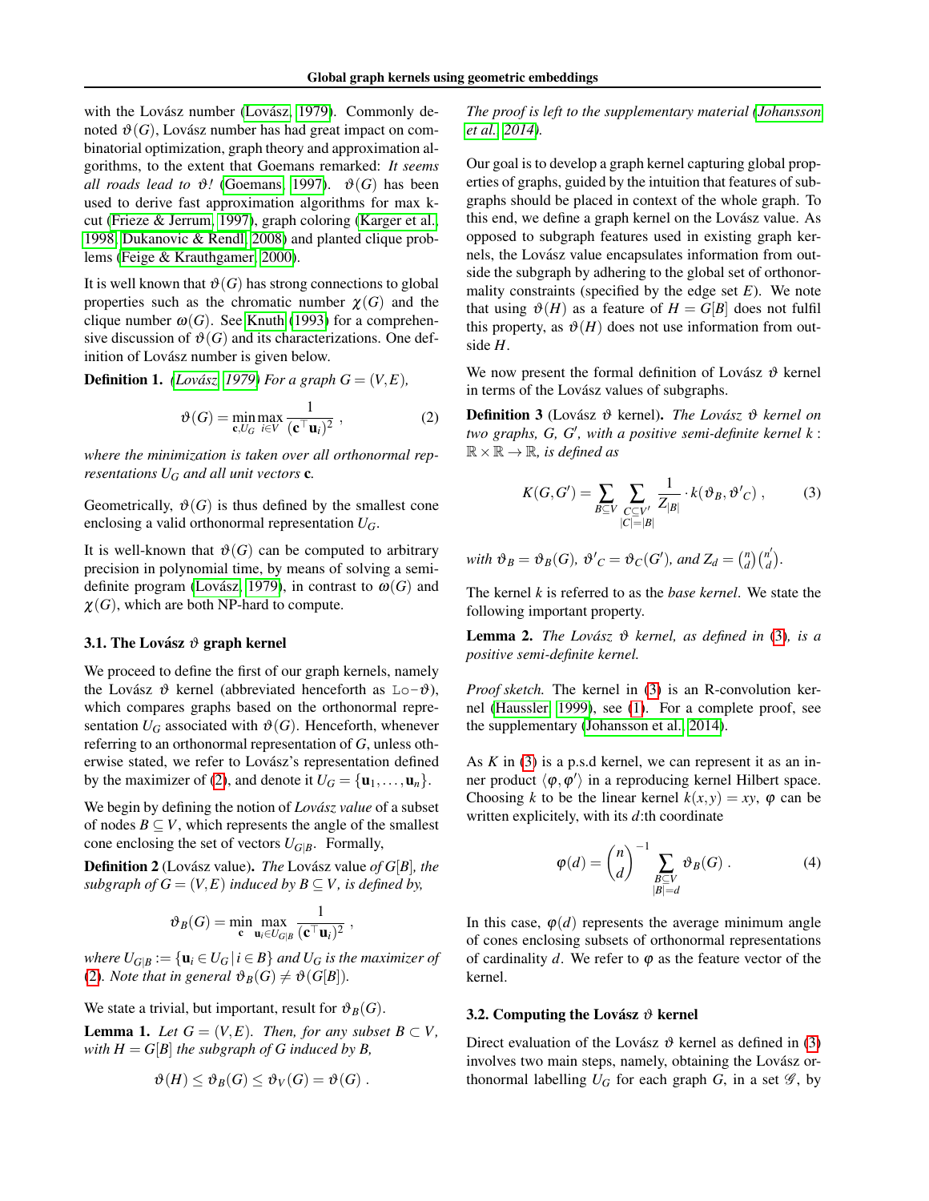with the Lovász number (Lovász, 1979). Commonly denoted $\vartheta(G)$, Lovász number has had great impact on combinatorial optimization, graph theory and approximation algorithms, to the extent that Goemans remarked: *It seems all roads lead to $\vartheta$!* (Goemans, 1997). $\vartheta(G)$ has been used to derive fast approximation algorithms for max k-cut (Frieze & Jerrum, 1997), graph coloring (Karger et al., 1998; Dukanovic & Rendl, 2008) and planted clique problems (Feige & Krauthgamer, 2000).

It is well known that $\vartheta(G)$ has strong connections to global properties such as the chromatic number $\chi(G)$ and the clique number $\omega(G)$. See Knuth (1993) for a comprehensive discussion of $\vartheta(G)$ and its characterizations. One definition of Lovász number is given below.

**Definition 1.** *(Lovász, 1979) For a graph $G = (V, E)$,*

$$\vartheta(G) = \min_{\mathbf{c}, U_G} \max_{i \in V} \frac{1}{(\mathbf{c}^\top \mathbf{u}_i)^2} , \tag{2}$$

*where the minimization is taken over all orthonormal representations $U_G$ and all unit vectors $\mathbf{c}$.*

Geometrically, $\vartheta(G)$ is thus defined by the smallest cone enclosing a valid orthonormal representation $U_G$.

It is well-known that $\vartheta(G)$ can be computed to arbitrary precision in polynomial time, by means of solving a semi-definite program (Lovász, 1979), in contrast to $\omega(G)$ and $\chi(G)$, which are both NP-hard to compute.

### 3.1. The Lovász $\vartheta$ graph kernel

We proceed to define the first of our graph kernels, namely the Lovász $\vartheta$ kernel (abbreviated henceforth as $\text{Lo-}\vartheta$), which compares graphs based on the orthonormal representation $U_G$ associated with $\vartheta(G)$. Henceforth, whenever referring to an orthonormal representation of $G$, unless otherwise stated, we refer to Lovász's representation defined by the maximizer of (2), and denote it $U_G = \{\mathbf{u}_1, \ldots, \mathbf{u}_n\}$.

We begin by defining the notion of *Lovász value* of a subset of nodes $B \subseteq V$, which represents the angle of the smallest cone enclosing the set of vectors $U_{G|B}$. Formally,

**Definition 2** (Lovász value)**.** *The* Lovász value *of $G[B]$, the subgraph of $G = (V, E)$ induced by $B \subseteq V$, is defined by,*

$$\vartheta_B(G) = \min_{\mathbf{c}} \max_{\mathbf{u}_i \in U_{G|B}} \frac{1}{(\mathbf{c}^\top \mathbf{u}_i)^2} ,$$

*where $U_{G|B} := \{\mathbf{u}_i \in U_G \,|\, i \in B\}$ and $U_G$ is the maximizer of (2). Note that in general $\vartheta_B(G) \neq \vartheta(G[B])$.*

We state a trivial, but important, result for $\vartheta_B(G)$.

**Lemma 1.** *Let $G = (V, E)$. Then, for any subset $B \subset V$, with $H = G[B]$ the subgraph of $G$ induced by $B$,*

$$\vartheta(H) \leq \vartheta_B(G) \leq \vartheta_V(G) = \vartheta(G) .$$

*The proof is left to the supplementary material (Johansson et al., 2014).*

Our goal is to develop a graph kernel capturing global properties of graphs, guided by the intuition that features of subgraphs should be placed in context of the whole graph. To this end, we define a graph kernel on the Lovász value. As opposed to subgraph features used in existing graph kernels, the Lovász value encapsulates information from outside the subgraph by adhering to the global set of orthonormality constraints (specified by the edge set $E$). We note that using $\vartheta(H)$ as a feature of $H = G[B]$ does not fulfil this property, as $\vartheta(H)$ does not use information from outside $H$.

We now present the formal definition of Lovász $\vartheta$ kernel in terms of the Lovász values of subgraphs.

**Definition 3** (Lovász $\vartheta$ kernel)**.** *The Lovász $\vartheta$ kernel on two graphs, $G$, $G'$, with a positive semi-definite kernel $k : \mathbb{R} \times \mathbb{R} \to \mathbb{R}$, is defined as*

$$K(G, G') = \sum_{B \subseteq V} \sum_{\substack{C \subseteq V' \\ |C| = |B|}} \frac{1}{Z_{|B|}} \cdot k(\vartheta_B, \vartheta'_C) , \tag{3}$$

*with $\vartheta_B = \vartheta_B(G)$, $\vartheta'_C = \vartheta_C(G')$, and $Z_d = \binom{n}{d}\binom{n'}{d}$.*

The kernel $k$ is referred to as the *base kernel*. We state the following important property.

**Lemma 2.** *The Lovász $\vartheta$ kernel, as defined in (3), is a positive semi-definite kernel.*

*Proof sketch.* The kernel in (3) is an R-convolution kernel (Haussler, 1999), see (1). For a complete proof, see the supplementary (Johansson et al., 2014).

As $K$ in (3) is a p.s.d kernel, we can represent it as an inner product $\langle \varphi, \varphi' \rangle$ in a reproducing kernel Hilbert space. Choosing $k$ to be the linear kernel $k(x, y) = xy$, $\varphi$ can be written explicitely, with its $d$:th coordinate

$$\varphi(d) = \binom{n}{d}^{-1} \sum_{\substack{B \subseteq V \\ |B| = d}} \vartheta_B(G) . \tag{4}$$

In this case, $\varphi(d)$ represents the average minimum angle of cones enclosing subsets of orthonormal representations of cardinality $d$. We refer to $\varphi$ as the feature vector of the kernel.

### 3.2. Computing the Lovász $\vartheta$ kernel

Direct evaluation of the Lovász $\vartheta$ kernel as defined in (3) involves two main steps, namely, obtaining the Lovász orthonormal labelling $U_G$ for each graph $G$, in a set $\mathcal{G}$, by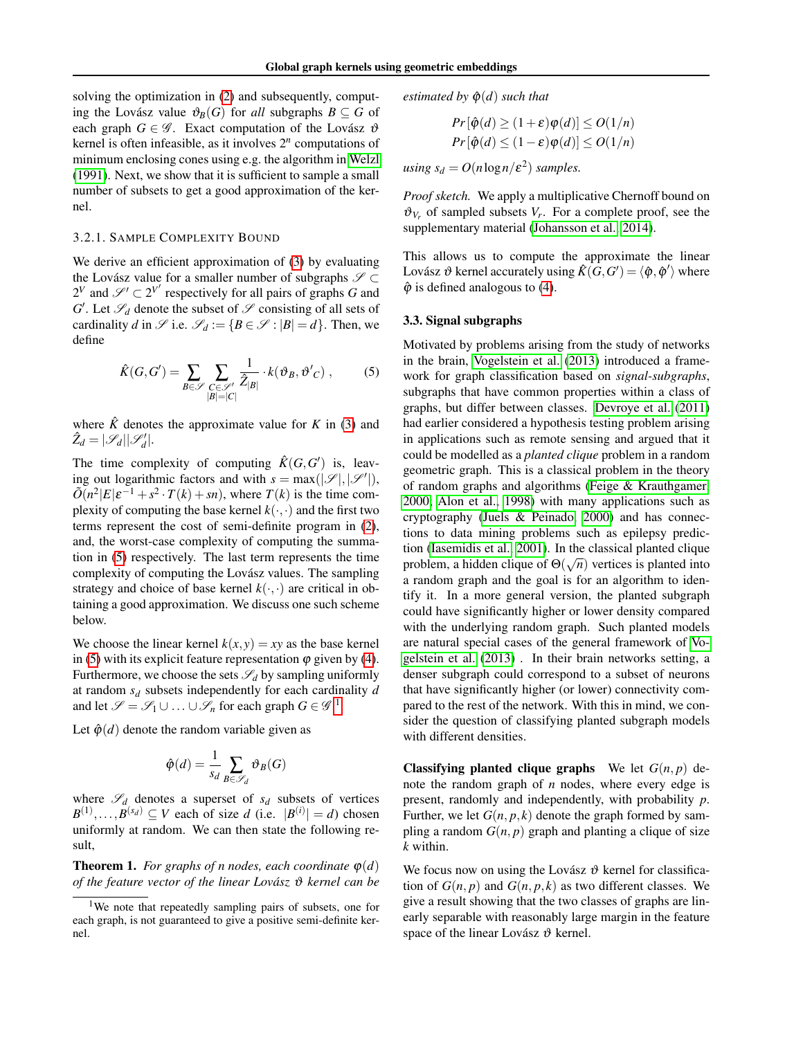solving the optimization in (2) and subsequently, computing the Lovász value $\vartheta_B(G)$ for *all* subgraphs $B \subseteq G$ of each graph $G \in \mathscr{G}$. Exact computation of the Lovász $\vartheta$ kernel is often infeasible, as it involves $2^n$ computations of minimum enclosing cones using e.g. the algorithm in Welzl (1991). Next, we show that it is sufficient to sample a small number of subsets to get a good approximation of the kernel.

#### 3.2.1. Sample Complexity Bound

We derive an efficient approximation of (3) by evaluating the Lovász value for a smaller number of subgraphs $\mathscr{S} \subset 2^V$ and $\mathscr{S}' \subset 2^{V'}$ respectively for all pairs of graphs $G$ and $G'$. Let $\mathscr{S}_d$ denote the subset of $\mathscr{S}$ consisting of all sets of cardinality $d$ in $\mathscr{S}$ i.e. $\mathscr{S}_d := \{B \in \mathscr{S} : |B| = d\}$. Then, we define

$$\hat{K}(G, G') = \sum_{B \in \mathscr{S}} \sum_{\substack{C \in \mathscr{S}' \\ |B|=|C|}} \frac{1}{\hat{Z}_{|B|}} \cdot k(\vartheta_B, \vartheta'_C) \;, \qquad (5)$$

where $\hat{K}$ denotes the approximate value for $K$ in (3) and $\hat{Z}_d = |\mathscr{S}_d||\mathscr{S}'_d|$.

The time complexity of computing $\hat{K}(G,G')$ is, leaving out logarithmic factors and with $s = \max(|\mathscr{S}|, |\mathscr{S}'|)$, $\tilde{O}(n^2|E|\varepsilon^{-1} + s^2 \cdot T(k) + sn)$, where $T(k)$ is the time complexity of computing the base kernel $k(\cdot,\cdot)$ and the first two terms represent the cost of semi-definite program in (2), and, the worst-case complexity of computing the summation in (5) respectively. The last term represents the time complexity of computing the Lovász values. The sampling strategy and choice of base kernel $k(\cdot,\cdot)$ are critical in obtaining a good approximation. We discuss one such scheme below.

We choose the linear kernel $k(x,y) = xy$ as the base kernel in (5) with its explicit feature representation $\varphi$ given by (4). Furthermore, we choose the sets $\mathscr{S}_d$ by sampling uniformly at random $s_d$ subsets independently for each cardinality $d$ and let $\mathscr{S} = \mathscr{S}_1 \cup \ldots \cup \mathscr{S}_n$ for each graph $G \in \mathscr{G}$ [1].

Let $\hat{\varphi}(d)$ denote the random variable given as

$$\hat{\varphi}(d) = \frac{1}{s_d} \sum_{B \in \mathscr{S}_d} \vartheta_B(G)$$

where $\mathscr{S}_d$ denotes a superset of $s_d$ subsets of vertices $B^{(1)}, \ldots, B^{(s_d)} \subseteq V$ each of size $d$ (i.e. $|B^{(i)}| = d$) chosen uniformly at random. We can then state the following result,

**Theorem 1.** *For graphs of n nodes, each coordinate $\varphi(d)$ of the feature vector of the linear Lovász $\vartheta$ kernel can be estimated by $\hat{\varphi}(d)$ such that*

$$Pr[\hat{\varphi}(d) \geq (1+\varepsilon)\varphi(d)] \leq O(1/n)$$
$$Pr[\hat{\varphi}(d) \leq (1-\varepsilon)\varphi(d)] \leq O(1/n)$$

*using $s_d = O(n \log n / \varepsilon^2)$ samples.*

*Proof sketch.* We apply a multiplicative Chernoff bound on $\vartheta_{V_r}$ of sampled subsets $V_r$. For a complete proof, see the supplementary material (Johansson et al., 2014).

This allows us to compute the approximate the linear Lovász $\vartheta$ kernel accurately using $\hat{K}(G,G') = \langle \hat{\varphi}, \hat{\varphi}' \rangle$ where $\hat{\varphi}$ is defined analogous to (4).

### 3.3. Signal subgraphs

Motivated by problems arising from the study of networks in the brain, Vogelstein et al. (2013) introduced a framework for graph classification based on *signal-subgraphs*, subgraphs that have common properties within a class of graphs, but differ between classes. Devroye et al. (2011) had earlier considered a hypothesis testing problem arising in applications such as remote sensing and argued that it could be modelled as a *planted clique* problem in a random geometric graph. This is a classical problem in the theory of random graphs and algorithms (Feige & Krauthgamer, 2000; Alon et al., 1998) with many applications such as cryptography (Juels & Peinado, 2000) and has connections to data mining problems such as epilepsy prediction (Iasemidis et al., 2001). In the classical planted clique problem, a hidden clique of $\Theta(\sqrt{n})$ vertices is planted into a random graph and the goal is for an algorithm to identify it. In a more general version, the planted subgraph could have significantly higher or lower density compared with the underlying random graph. Such planted models are natural special cases of the general framework of Vogelstein et al. (2013) . In their brain networks setting, a denser subgraph could correspond to a subset of neurons that have significantly higher (or lower) connectivity compared to the rest of the network. With this in mind, we consider the question of classifying planted subgraph models with different densities.

**Classifying planted clique graphs** We let $G(n, p)$ denote the random graph of $n$ nodes, where every edge is present, randomly and independently, with probability $p$. Further, we let $G(n, p, k)$ denote the graph formed by sampling a random $G(n, p)$ graph and planting a clique of size $k$ within.

We focus now on using the Lovász $\vartheta$ kernel for classification of $G(n, p)$ and $G(n, p, k)$ as two different classes. We give a result showing that the two classes of graphs are linearly separable with reasonably large margin in the feature space of the linear Lovász $\vartheta$ kernel.

---

[1] We note that repeatedly sampling pairs of subsets, one for each graph, is not guaranteed to give a positive semi-definite kernel.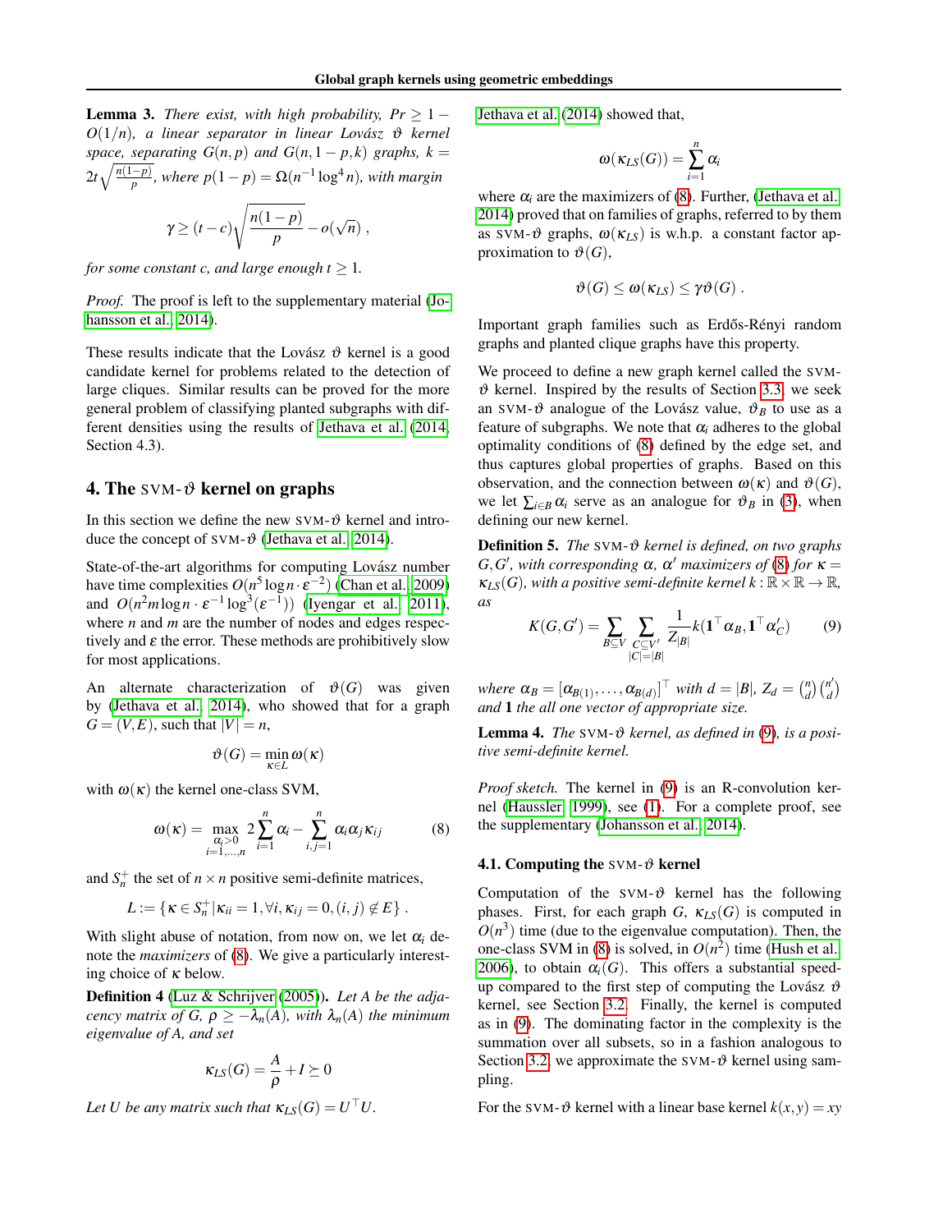**Lemma 3.** *There exist, with high probability, $Pr \geq 1 - O(1/n)$, a linear separator in linear Lovász $\vartheta$ kernel space, separating $G(n,p)$ and $G(n,1-p,k)$ graphs, $k = 2t\sqrt{\frac{n(1-p)}{p}}$, where $p(1-p) = \Omega(n^{-1}\log^4 n)$, with margin*

$$\gamma \geq (t-c)\sqrt{\frac{n(1-p)}{p}} - o(\sqrt{n}) \, ,$$

*for some constant c, and large enough $t \geq 1$.*

*Proof.* The proof is left to the supplementary material (Johansson et al., 2014).

These results indicate that the Lovász $\vartheta$ kernel is a good candidate kernel for problems related to the detection of large cliques. Similar results can be proved for the more general problem of classifying planted subgraphs with different densities using the results of Jethava et al. (2014, Section 4.3).

## 4. The SVM-$\vartheta$ kernel on graphs

In this section we define the new SVM-$\vartheta$ kernel and introduce the concept of SVM-$\vartheta$ (Jethava et al., 2014).

State-of-the-art algorithms for computing Lovász number have time complexities $O(n^5 \log n \cdot \varepsilon^{-2})$ (Chan et al., 2009) and $O(n^2 m \log n \cdot \varepsilon^{-1} \log^3(\varepsilon^{-1}))$ (Iyengar et al., 2011), where $n$ and $m$ are the number of nodes and edges respectively and $\varepsilon$ the error. These methods are prohibitively slow for most applications.

An alternate characterization of $\vartheta(G)$ was given by (Jethava et al., 2014), who showed that for a graph $G = (V,E)$, such that $|V| = n$,

$$\vartheta(G) = \min_{\kappa \in L} \omega(\kappa)$$

with $\omega(\kappa)$ the kernel one-class SVM,

$$\omega(\kappa) = \max_{\substack{\alpha_i > 0 \\ i=1,\ldots,n}} 2\sum_{i=1}^{n} \alpha_i - \sum_{i,j=1}^{n} \alpha_i \alpha_j \kappa_{ij} \tag{8}$$

and $S_n^+$ the set of $n \times n$ positive semi-definite matrices,

$$L := \{\kappa \in S_n^+ | \kappa_{ii} = 1, \forall i, \kappa_{ij} = 0, (i,j) \notin E\} \, .$$

With slight abuse of notation, from now on, we let $\alpha_i$ denote the *maximizers* of (8). We give a particularly interesting choice of $\kappa$ below.

**Definition 4** (Luz & Schrijver (2005)). *Let $A$ be the adjacency matrix of $G$, $\rho \geq -\lambda_n(A)$, with $\lambda_n(A)$ the minimum eigenvalue of A, and set*

$$\kappa_{LS}(G) = \frac{A}{\rho} + I \succeq 0$$

*Let $U$ be any matrix such that $\kappa_{LS}(G) = U^\top U$.*

Jethava et al. (2014) showed that,

$$\omega(\kappa_{LS}(G)) = \sum_{i=1}^{n} \alpha_i$$

where $\alpha_i$ are the maximizers of (8). Further, (Jethava et al., 2014) proved that on families of graphs, referred to by them as SVM-$\vartheta$ graphs, $\omega(\kappa_{LS})$ is w.h.p. a constant factor approximation to $\vartheta(G)$,

$$\vartheta(G) \leq \omega(\kappa_{LS}) \leq \gamma\vartheta(G) \, .$$

Important graph families such as Erdős-Rényi random graphs and planted clique graphs have this property.

We proceed to define a new graph kernel called the SVM-$\vartheta$ kernel. Inspired by the results of Section 3.3, we seek an SVM-$\vartheta$ analogue of the Lovász value, $\vartheta_B$ to use as a feature of subgraphs. We note that $\alpha_i$ adheres to the global optimality conditions of (8) defined by the edge set, and thus captures global properties of graphs. Based on this observation, and the connection between $\omega(\kappa)$ and $\vartheta(G)$, we let $\sum_{i \in B} \alpha_i$ serve as an analogue for $\vartheta_B$ in (3), when defining our new kernel.

**Definition 5.** *The SVM-$\vartheta$ kernel is defined, on two graphs $G, G'$, with corresponding $\alpha$, $\alpha'$ maximizers of (8) for $\kappa = \kappa_{LS}(G)$, with a positive semi-definite kernel $k : \mathbb{R} \times \mathbb{R} \to \mathbb{R}$, as*

$$K(G,G') = \sum_{B \subseteq V} \sum_{\substack{C \subseteq V' \\ |C|=|B|}} \frac{1}{Z_{|B|}} k(\mathbf{1}^\top \alpha_B, \mathbf{1}^\top \alpha'_C) \tag{9}$$

*where $\alpha_B = [\alpha_{B(1)}, \ldots, \alpha_{B(d)}]^\top$ with $d = |B|$, $Z_d = \binom{n}{d}\binom{n'}{d}$ and $\mathbf{1}$ the all one vector of appropriate size.*

**Lemma 4.** *The SVM-$\vartheta$ kernel, as defined in (9), is a positive semi-definite kernel.*

*Proof sketch.* The kernel in (9) is an R-convolution kernel (Haussler, 1999), see (1). For a complete proof, see the supplementary (Johansson et al., 2014).

### 4.1. Computing the SVM-$\vartheta$ kernel

Computation of the SVM-$\vartheta$ kernel has the following phases. First, for each graph $G$, $\kappa_{LS}(G)$ is computed in $O(n^3)$ time (due to the eigenvalue computation). Then, the one-class SVM in (8) is solved, in $O(n^2)$ time (Hush et al., 2006), to obtain $\alpha_i(G)$. This offers a substantial speed-up compared to the first step of computing the Lovász $\vartheta$ kernel, see Section 3.2. Finally, the kernel is computed as in (9). The dominating factor in the complexity is the summation over all subsets, so in a fashion analogous to Section 3.2, we approximate the SVM-$\vartheta$ kernel using sampling.

For the SVM-$\vartheta$ kernel with a linear base kernel $k(x,y) = xy$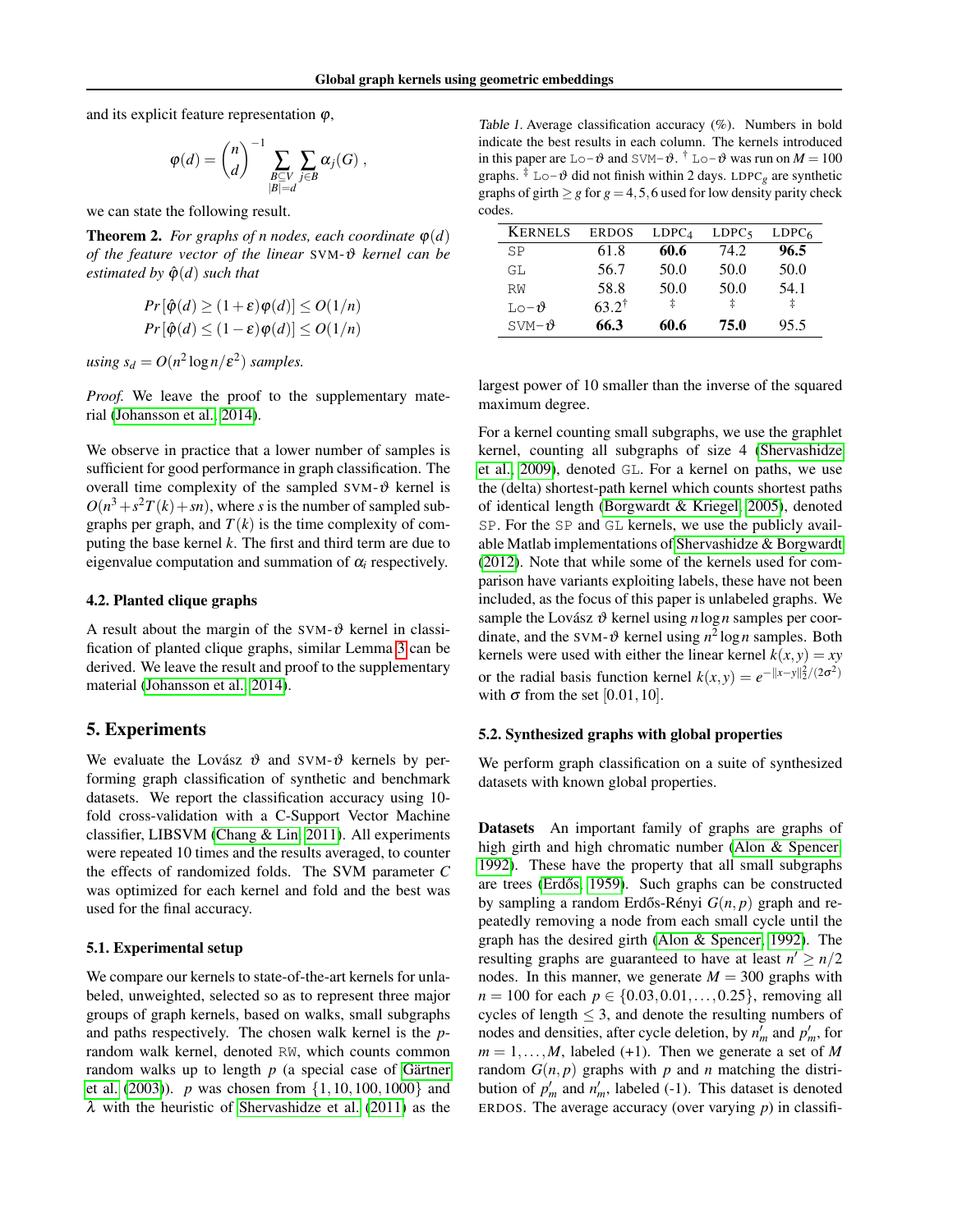and its explicit feature representation $\varphi$,

$$\varphi(d) = \binom{n}{d}^{-1} \sum_{\substack{B \subseteq V \\ |B|=d}} \sum_{j \in B} \alpha_j(G) ,$$

we can state the following result.

**Theorem 2.** *For graphs of $n$ nodes, each coordinate $\varphi(d)$ of the feature vector of the linear* SVM-$\vartheta$ *kernel can be estimated by $\hat{\varphi}(d)$ such that*

$$Pr[\hat{\varphi}(d) \geq (1+\varepsilon)\varphi(d)] \leq O(1/n)$$
$$Pr[\hat{\varphi}(d) \leq (1-\varepsilon)\varphi(d)] \leq O(1/n)$$

*using $s_d = O(n^2 \log n/\varepsilon^2)$ samples.*

*Proof.* We leave the proof to the supplementary material (Johansson et al., 2014).

We observe in practice that a lower number of samples is sufficient for good performance in graph classification. The overall time complexity of the sampled SVM-$\vartheta$ kernel is $O(n^3 + s^2 T(k) + sn)$, where $s$ is the number of sampled subgraphs per graph, and $T(k)$ is the time complexity of computing the base kernel $k$. The first and third term are due to eigenvalue computation and summation of $\alpha_i$ respectively.

### 4.2. Planted clique graphs

A result about the margin of the SVM-$\vartheta$ kernel in classification of planted clique graphs, similar Lemma 3 can be derived. We leave the result and proof to the supplementary material (Johansson et al., 2014).

## 5. Experiments

We evaluate the Lovász $\vartheta$ and SVM-$\vartheta$ kernels by performing graph classification of synthetic and benchmark datasets. We report the classification accuracy using 10-fold cross-validation with a C-Support Vector Machine classifier, LIBSVM (Chang & Lin, 2011). All experiments were repeated 10 times and the results averaged, to counter the effects of randomized folds. The SVM parameter $C$ was optimized for each kernel and fold and the best was used for the final accuracy.

### 5.1. Experimental setup

We compare our kernels to state-of-the-art kernels for unlabeled, unweighted, selected so as to represent three major groups of graph kernels, based on walks, small subgraphs and paths respectively. The chosen walk kernel is the $p$-random walk kernel, denoted RW, which counts common random walks up to length $p$ (a special case of Gärtner et al. (2003)). $p$ was chosen from $\{1, 10, 100, 1000\}$ and $\lambda$ with the heuristic of Shervashidze et al. (2011) as the largest power of 10 smaller than the inverse of the squared maximum degree.

For a kernel counting small subgraphs, we use the graphlet kernel, counting all subgraphs of size 4 (Shervashidze et al., 2009), denoted GL. For a kernel on paths, we use the (delta) shortest-path kernel which counts shortest paths of identical length (Borgwardt & Kriegel, 2005), denoted SP. For the SP and GL kernels, we use the publicly available Matlab implementations of Shervashidze & Borgwardt (2012). Note that while some of the kernels used for comparison have variants exploiting labels, these have not been included, as the focus of this paper is unlabeled graphs. We sample the Lovász $\vartheta$ kernel using $n \log n$ samples per coordinate, and the SVM-$\vartheta$ kernel using $n^2 \log n$ samples. Both kernels were used with either the linear kernel $k(x,y) = xy$ or the radial basis function kernel $k(x,y) = e^{-\|x-y\|_2^2/(2\sigma^2)}$ with $\sigma$ from the set $[0.01, 10]$.

*Table 1.* Average classification accuracy (%). Numbers in bold indicate the best results in each column. The kernels introduced in this paper are Lo-$\vartheta$ and SVM-$\vartheta$. † Lo-$\vartheta$ was run on $M = 100$ graphs. ‡ Lo-$\vartheta$ did not finish within 2 days. $\text{LDPC}_g$ are synthetic graphs of girth $\geq g$ for $g = 4, 5, 6$ used for low density parity check codes.

| KERNELS | ERDOS | $\text{LDPC}_4$ | $\text{LDPC}_5$ | $\text{LDPC}_6$ |
|---|---|---|---|---|
| SP | 61.8 | **60.6** | 74.2 | **96.5** |
| GL | 56.7 | 50.0 | 50.0 | 50.0 |
| RW | 58.8 | 50.0 | 50.0 | 54.1 |
| Lo-$\vartheta$ | 63.2† | ‡ | ‡ | ‡ |
| SVM-$\vartheta$ | **66.3** | **60.6** | **75.0** | 95.5 |

### 5.2. Synthesized graphs with global properties

We perform graph classification on a suite of synthesized datasets with known global properties.

**Datasets** An important family of graphs are graphs of high girth and high chromatic number (Alon & Spencer, 1992). These have the property that all small subgraphs are trees (Erdős, 1959). Such graphs can be constructed by sampling a random Erdős-Rényi $G(n,p)$ graph and repeatedly removing a node from each small cycle until the graph has the desired girth (Alon & Spencer, 1992). The resulting graphs are guaranteed to have at least $n' \geq n/2$ nodes. In this manner, we generate $M = 300$ graphs with $n = 100$ for each $p \in \{0.03, 0.01, \ldots, 0.25\}$, removing all cycles of length $\leq 3$, and denote the resulting numbers of nodes and densities, after cycle deletion, by $n'_m$ and $p'_m$, for $m = 1, \ldots, M$, labeled (+1). Then we generate a set of $M$ random $G(n,p)$ graphs with $p$ and $n$ matching the distribution of $p'_m$ and $n'_m$, labeled (-1). This dataset is denoted ERDOS. The average accuracy (over varying $p$) in classifi-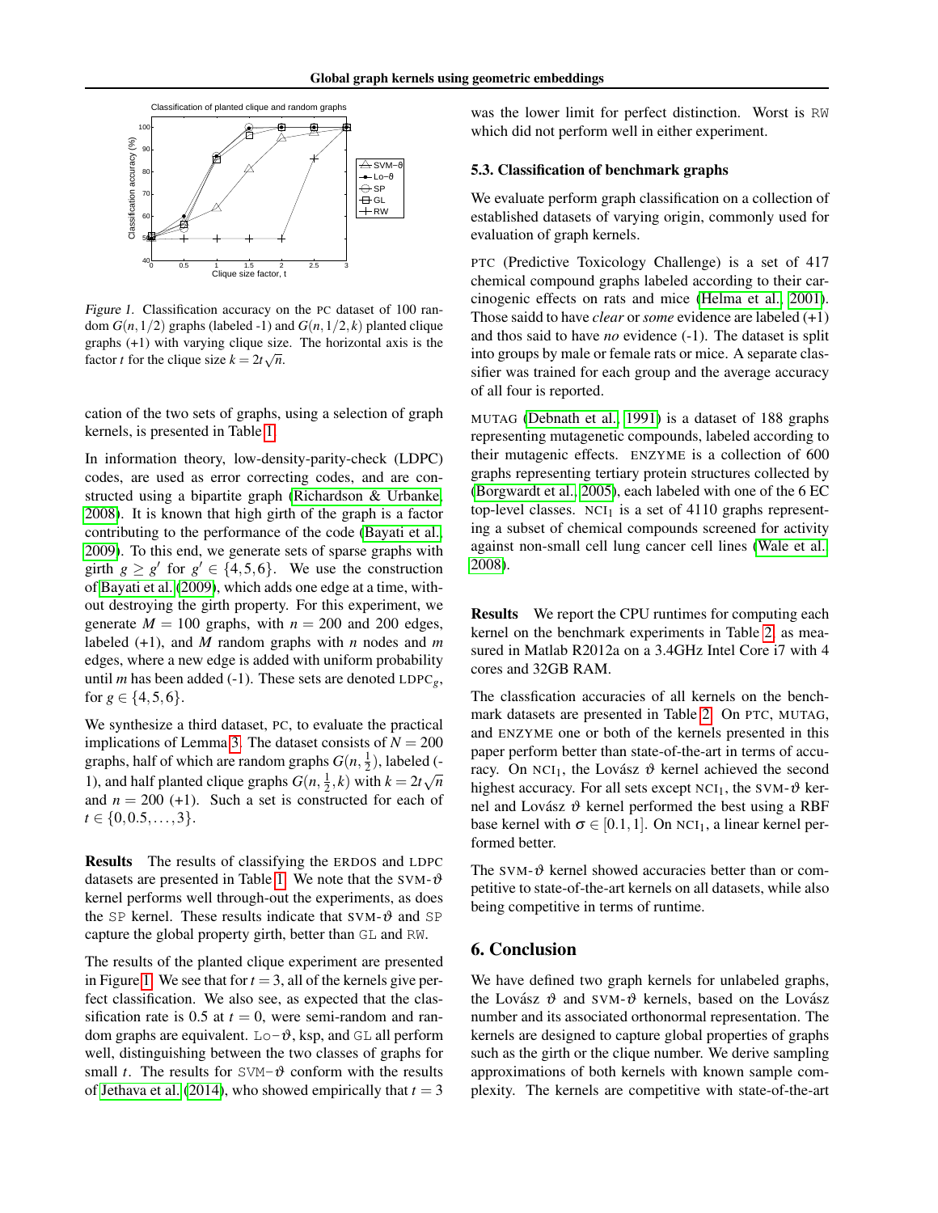Figure 1. Classification accuracy on the PC dataset of 100 random $G(n, 1/2)$ graphs (labeled -1) and $G(n, 1/2, k)$ planted clique graphs (+1) with varying clique size. The horizontal axis is the factor $t$ for the clique size $k = 2t\sqrt{n}$.

cation of the two sets of graphs, using a selection of graph kernels, is presented in Table 1.

In information theory, low-density-parity-check (LDPC) codes, are used as error correcting codes, and are constructed using a bipartite graph (Richardson & Urbanke, 2008). It is known that high girth of the graph is a factor contributing to the performance of the code (Bayati et al., 2009). To this end, we generate sets of sparse graphs with girth $g \geq g'$ for $g' \in \{4, 5, 6\}$. We use the construction of Bayati et al. (2009), which adds one edge at a time, without destroying the girth property. For this experiment, we generate $M = 100$ graphs, with $n = 200$ and 200 edges, labeled (+1), and $M$ random graphs with $n$ nodes and $m$ edges, where a new edge is added with uniform probability until $m$ has been added (-1). These sets are denoted $\text{LDPC}_g$, for $g \in \{4, 5, 6\}$.

We synthesize a third dataset, PC, to evaluate the practical implications of Lemma 3. The dataset consists of $N = 200$ graphs, half of which are random graphs $G(n, \frac{1}{2})$, labeled (-1), and half planted clique graphs $G(n, \frac{1}{2}, k)$ with $k = 2t\sqrt{n}$ and $n = 200$ (+1). Such a set is constructed for each of $t \in \{0, 0.5, \ldots, 3\}$.

**Results** The results of classifying the ERDOS and LDPC datasets are presented in Table 1. We note that the SVM-$\vartheta$ kernel performs well through-out the experiments, as does the SP kernel. These results indicate that SVM-$\vartheta$ and SP capture the global property girth, better than GL and RW.

The results of the planted clique experiment are presented in Figure 1. We see that for $t = 3$, all of the kernels give perfect classification. We also see, as expected that the classification rate is 0.5 at $t = 0$, were semi-random and random graphs are equivalent. Lo-$\vartheta$, ksp, and GL all perform well, distinguishing between the two classes of graphs for small $t$. The results for SVM-$\vartheta$ conform with the results of Jethava et al. (2014), who showed empirically that $t = 3$ was the lower limit for perfect distinction. Worst is RW which did not perform well in either experiment.

### 5.3. Classification of benchmark graphs

We evaluate perform graph classification on a collection of established datasets of varying origin, commonly used for evaluation of graph kernels.

PTC (Predictive Toxicology Challenge) is a set of 417 chemical compound graphs labeled according to their carcinogenic effects on rats and mice (Helma et al., 2001). Those saidd to have *clear* or *some* evidence are labeled (+1) and thos said to have *no* evidence (-1). The dataset is split into groups by male or female rats or mice. A separate classifier was trained for each group and the average accuracy of all four is reported.

MUTAG (Debnath et al., 1991) is a dataset of 188 graphs representing mutagenic compounds, labeled according to their mutagenic effects. ENZYME is a collection of 600 graphs representing tertiary protein structures collected by (Borgwardt et al., 2005), each labeled with one of the 6 EC top-level classes. $\text{NCI}_1$ is a set of 4110 graphs representing a subset of chemical compounds screened for activity against non-small cell lung cancer cell lines (Wale et al., 2008).

**Results** We report the CPU runtimes for computing each kernel on the benchmark experiments in Table 2, as measured in Matlab R2012a on a 3.4GHz Intel Core i7 with 4 cores and 32GB RAM.

The classfication accuracies of all kernels on the benchmark datasets are presented in Table 2. On PTC, MUTAG, and ENZYME one or both of the kernels presented in this paper perform better than state-of-the-art in terms of accuracy. On $\text{NCI}_1$, the Lovász $\vartheta$ kernel achieved the second highest accuracy. For all sets except $\text{NCI}_1$, the SVM-$\vartheta$ kernel and Lovász $\vartheta$ kernel performed the best using a RBF base kernel with $\sigma \in [0.1, 1]$. On $\text{NCI}_1$, a linear kernel performed better.

The SVM-$\vartheta$ kernel showed accuracies better than or competitive to state-of-the-art kernels on all datasets, while also being competitive in terms of runtime.

## 6. Conclusion

We have defined two graph kernels for unlabeled graphs, the Lovász $\vartheta$ and SVM-$\vartheta$ kernels, based on the Lovász number and its associated orthonormal representation. The kernels are designed to capture global properties of graphs such as the girth or the clique number. We derive sampling approximations of both kernels with known sample complexity. The kernels are competitive with state-of-the-art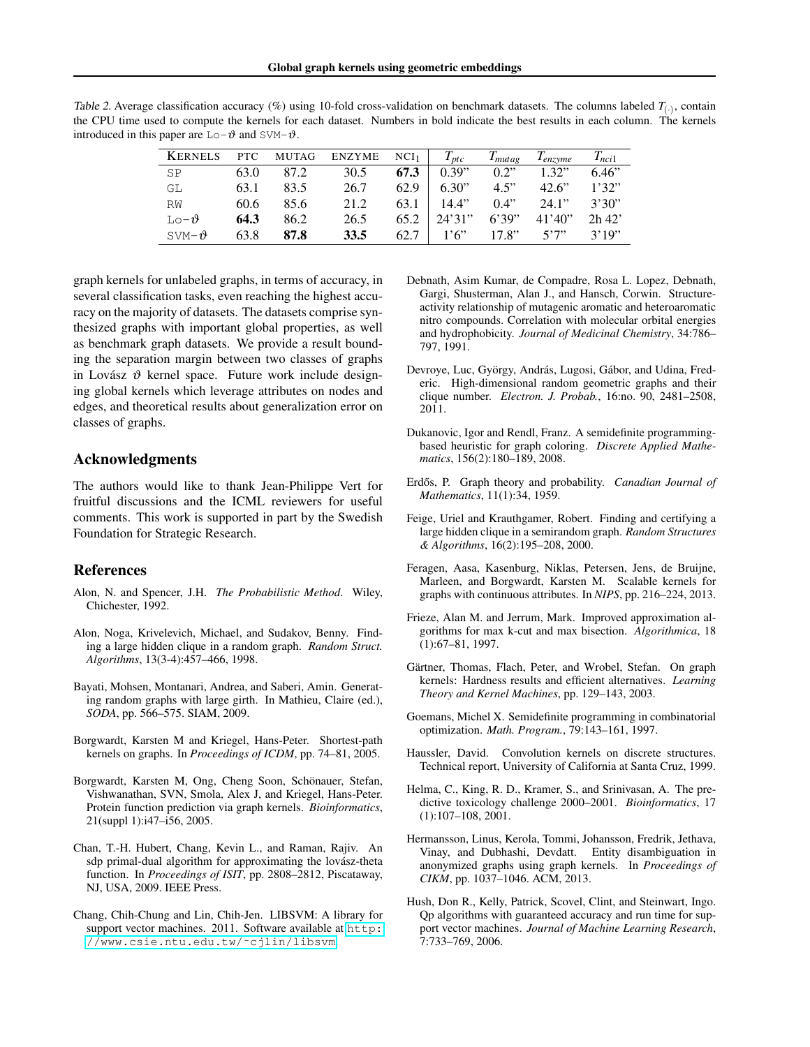Table 2. Average classification accuracy (%) using 10-fold cross-validation on benchmark datasets. The columns labeled $T_{(\cdot)}$, contain the CPU time used to compute the kernels for each dataset. Numbers in bold indicate the best results in each column. The kernels introduced in this paper are Lo-$\vartheta$ and SVM-$\vartheta$.

| KERNELS | PTC | MUTAG | ENZYME | NCI$_1$ | $T_{ptc}$ | $T_{mutag}$ | $T_{enzyme}$ | $T_{nci1}$ |
|---|---|---|---|---|---|---|---|---|
| SP | 63.0 | 87.2 | 30.5 | **67.3** | 0.39" | 0.2" | 1.32" | 6.46" |
| GL | 63.1 | 83.5 | 26.7 | 62.9 | 6.30" | 4.5" | 42.6" | 1'32" |
| RW | 60.6 | 85.6 | 21.2 | 63.1 | 14.4" | 0.4" | 24.1" | 3'30" |
| Lo-$\vartheta$ | **64.3** | 86.2 | 26.5 | 65.2 | 24'31" | 6'39" | 41'40" | 2h 42' |
| SVM-$\vartheta$ | 63.8 | **87.8** | **33.5** | 62.7 | 1'6" | 17.8" | 5'7" | 3'19" |

graph kernels for unlabeled graphs, in terms of accuracy, in several classification tasks, even reaching the highest accuracy on the majority of datasets. The datasets comprise synthesized graphs with important global properties, as well as benchmark graph datasets. We provide a result bounding the separation margin between two classes of graphs in Lovász $\vartheta$ kernel space. Future work include designing global kernels which leverage attributes on nodes and edges, and theoretical results about generalization error on classes of graphs.

## Acknowledgments

The authors would like to thank Jean-Philippe Vert for fruitful discussions and the ICML reviewers for useful comments. This work is supported in part by the Swedish Foundation for Strategic Research.

## References

Alon, N. and Spencer, J.H. *The Probabilistic Method*. Wiley, Chichester, 1992.

Alon, Noga, Krivelevich, Michael, and Sudakov, Benny. Finding a large hidden clique in a random graph. *Random Struct. Algorithms*, 13(3-4):457–466, 1998.

Bayati, Mohsen, Montanari, Andrea, and Saberi, Amin. Generating random graphs with large girth. In Mathieu, Claire (ed.), *SODA*, pp. 566–575. SIAM, 2009.

Borgwardt, Karsten M and Kriegel, Hans-Peter. Shortest-path kernels on graphs. In *Proceedings of ICDM*, pp. 74–81, 2005.

Borgwardt, Karsten M, Ong, Cheng Soon, Schönauer, Stefan, Vishwanathan, SVN, Smola, Alex J, and Kriegel, Hans-Peter. Protein function prediction via graph kernels. *Bioinformatics*, 21(suppl 1):i47–i56, 2005.

Chan, T.-H. Hubert, Chang, Kevin L., and Raman, Rajiv. An sdp primal-dual algorithm for approximating the lovász-theta function. In *Proceedings of ISIT*, pp. 2808–2812, Piscataway, NJ, USA, 2009. IEEE Press.

Chang, Chih-Chung and Lin, Chih-Jen. LIBSVM: A library for support vector machines. 2011. Software available at http://www.csie.ntu.edu.tw/~cjlin/libsvm.

Debnath, Asim Kumar, de Compadre, Rosa L. Lopez, Debnath, Gargi, Shusterman, Alan J., and Hansch, Corwin. Structure-activity relationship of mutagenic aromatic and heteroaromatic nitro compounds. Correlation with molecular orbital energies and hydrophobicity. *Journal of Medicinal Chemistry*, 34:786–797, 1991.

Devroye, Luc, György, András, Lugosi, Gábor, and Udina, Frederic. High-dimensional random geometric graphs and their clique number. *Electron. J. Probab.*, 16:no. 90, 2481–2508, 2011.

Dukanovic, Igor and Rendl, Franz. A semidefinite programming-based heuristic for graph coloring. *Discrete Applied Mathematics*, 156(2):180–189, 2008.

Erdős, P. Graph theory and probability. *Canadian Journal of Mathematics*, 11(1):34, 1959.

Feige, Uriel and Krauthgamer, Robert. Finding and certifying a large hidden clique in a semirandom graph. *Random Structures & Algorithms*, 16(2):195–208, 2000.

Feragen, Aasa, Kasenburg, Niklas, Petersen, Jens, de Bruijne, Marleen, and Borgwardt, Karsten M. Scalable kernels for graphs with continuous attributes. In *NIPS*, pp. 216–224, 2013.

Frieze, Alan M. and Jerrum, Mark. Improved approximation algorithms for max k-cut and max bisection. *Algorithmica*, 18 (1):67–81, 1997.

Gärtner, Thomas, Flach, Peter, and Wrobel, Stefan. On graph kernels: Hardness results and efficient alternatives. *Learning Theory and Kernel Machines*, pp. 129–143, 2003.

Goemans, Michel X. Semidefinite programming in combinatorial optimization. *Math. Program.*, 79:143–161, 1997.

Haussler, David. Convolution kernels on discrete structures. Technical report, University of California at Santa Cruz, 1999.

Helma, C., King, R. D., Kramer, S., and Srinivasan, A. The predictive toxicology challenge 2000–2001. *Bioinformatics*, 17 (1):107–108, 2001.

Hermansson, Linus, Kerola, Tommi, Johansson, Fredrik, Jethava, Vinay, and Dubhashi, Devdatt. Entity disambiguation in anonymized graphs using graph kernels. In *Proceedings of CIKM*, pp. 1037–1046. ACM, 2013.

Hush, Don R., Kelly, Patrick, Scovel, Clint, and Steinwart, Ingo. Qp algorithms with guaranteed accuracy and run time for support vector machines. *Journal of Machine Learning Research*, 7:733–769, 2006.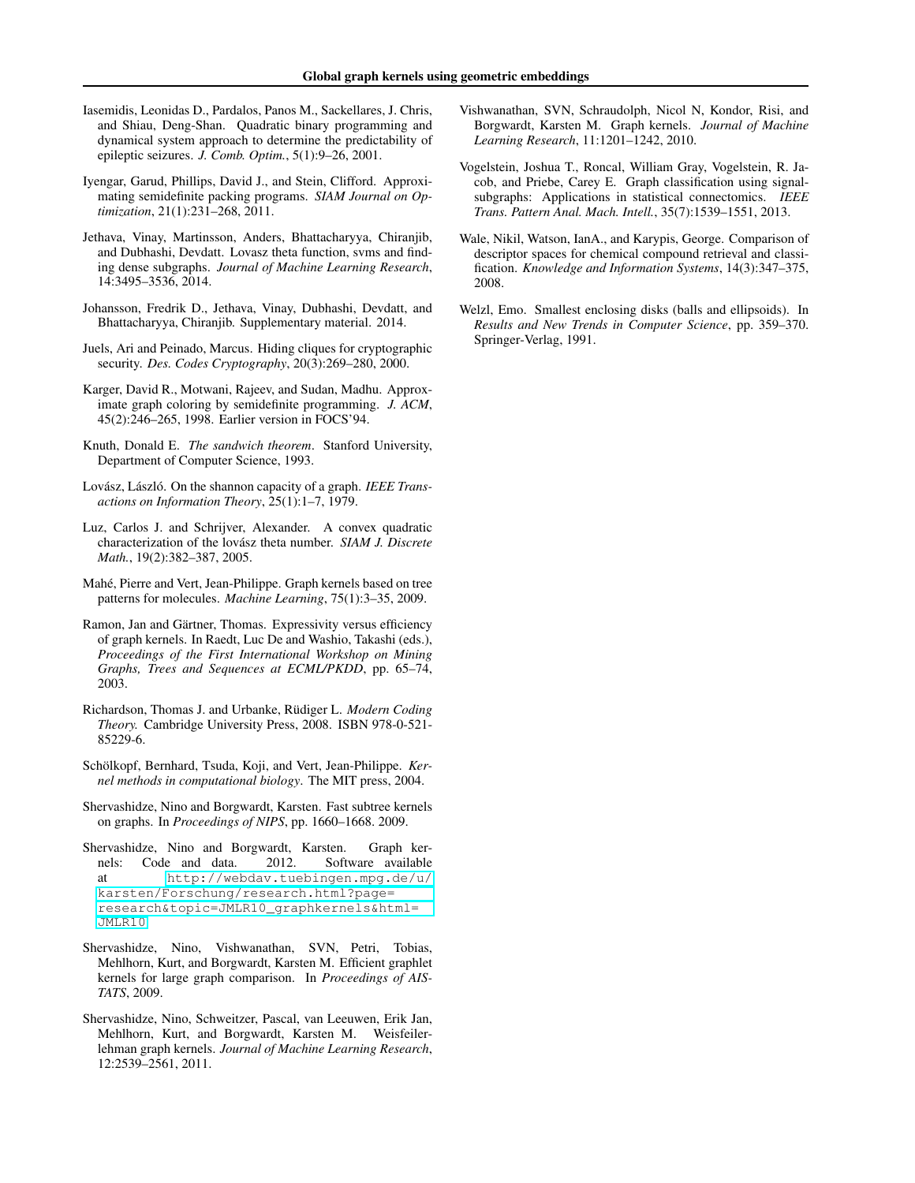Iasemidis, Leonidas D., Pardalos, Panos M., Sackellares, J. Chris, and Shiau, Deng-Shan. Quadratic binary programming and dynamical system approach to determine the predictability of epileptic seizures. *J. Comb. Optim.*, 5(1):9–26, 2001.

Iyengar, Garud, Phillips, David J., and Stein, Clifford. Approximating semidefinite packing programs. *SIAM Journal on Optimization*, 21(1):231–268, 2011.

Jethava, Vinay, Martinsson, Anders, Bhattacharyya, Chiranjib, and Dubhashi, Devdatt. Lovasz theta function, svms and finding dense subgraphs. *Journal of Machine Learning Research*, 14:3495–3536, 2014.

Johansson, Fredrik D., Jethava, Vinay, Dubhashi, Devdatt, and Bhattacharyya, Chiranjib. Supplementary material. 2014.

Juels, Ari and Peinado, Marcus. Hiding cliques for cryptographic security. *Des. Codes Cryptography*, 20(3):269–280, 2000.

Karger, David R., Motwani, Rajeev, and Sudan, Madhu. Approximate graph coloring by semidefinite programming. *J. ACM*, 45(2):246–265, 1998. Earlier version in FOCS'94.

Knuth, Donald E. *The sandwich theorem*. Stanford University, Department of Computer Science, 1993.

Lovász, László. On the shannon capacity of a graph. *IEEE Transactions on Information Theory*, 25(1):1–7, 1979.

Luz, Carlos J. and Schrijver, Alexander. A convex quadratic characterization of the lovász theta number. *SIAM J. Discrete Math.*, 19(2):382–387, 2005.

Mahé, Pierre and Vert, Jean-Philippe. Graph kernels based on tree patterns for molecules. *Machine Learning*, 75(1):3–35, 2009.

Ramon, Jan and Gärtner, Thomas. Expressivity versus efficiency of graph kernels. In Raedt, Luc De and Washio, Takashi (eds.), *Proceedings of the First International Workshop on Mining Graphs, Trees and Sequences at ECML/PKDD*, pp. 65–74, 2003.

Richardson, Thomas J. and Urbanke, Rüdiger L. *Modern Coding Theory*. Cambridge University Press, 2008. ISBN 978-0-521-85229-6.

Schölkopf, Bernhard, Tsuda, Koji, and Vert, Jean-Philippe. *Kernel methods in computational biology*. The MIT press, 2004.

Shervashidze, Nino and Borgwardt, Karsten. Fast subtree kernels on graphs. In *Proceedings of NIPS*, pp. 1660–1668. 2009.

Shervashidze, Nino and Borgwardt, Karsten. Graph kernels: Code and data. 2012. Software available at http://webdav.tuebingen.mpg.de/u/karsten/Forschung/research.html?page=research&topic=JMLR10_graphkernels&html=JMLR10.

Shervashidze, Nino, Vishwanathan, SVN, Petri, Tobias, Mehlhorn, Kurt, and Borgwardt, Karsten M. Efficient graphlet kernels for large graph comparison. In *Proceedings of AISTATS*, 2009.

Shervashidze, Nino, Schweitzer, Pascal, van Leeuwen, Erik Jan, Mehlhorn, Kurt, and Borgwardt, Karsten M. Weisfeiler-lehman graph kernels. *Journal of Machine Learning Research*, 12:2539–2561, 2011.

Vishwanathan, SVN, Schraudolph, Nicol N, Kondor, Risi, and Borgwardt, Karsten M. Graph kernels. *Journal of Machine Learning Research*, 11:1201–1242, 2010.

Vogelstein, Joshua T., Roncal, William Gray, Vogelstein, R. Jacob, and Priebe, Carey E. Graph classification using signal-subgraphs: Applications in statistical connectomics. *IEEE Trans. Pattern Anal. Mach. Intell.*, 35(7):1539–1551, 2013.

Wale, Nikil, Watson, IanA., and Karypis, George. Comparison of descriptor spaces for chemical compound retrieval and classification. *Knowledge and Information Systems*, 14(3):347–375, 2008.

Welzl, Emo. Smallest enclosing disks (balls and ellipsoids). In *Results and New Trends in Computer Science*, pp. 359–370. Springer-Verlag, 1991.